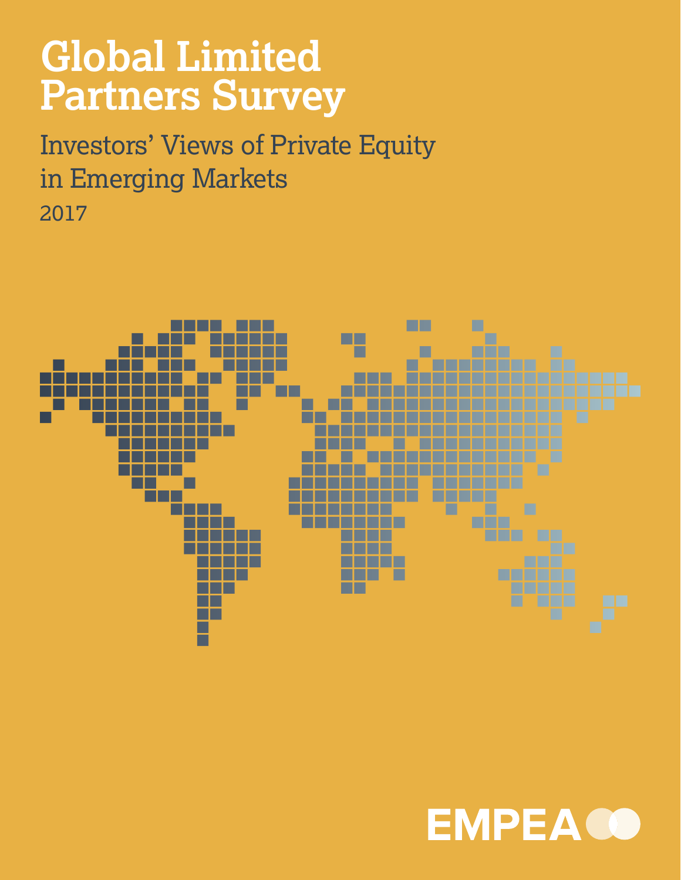# Global Limited Partners Survey

## Investors' Views of Private Equity in Emerging Markets

2017

EMPEA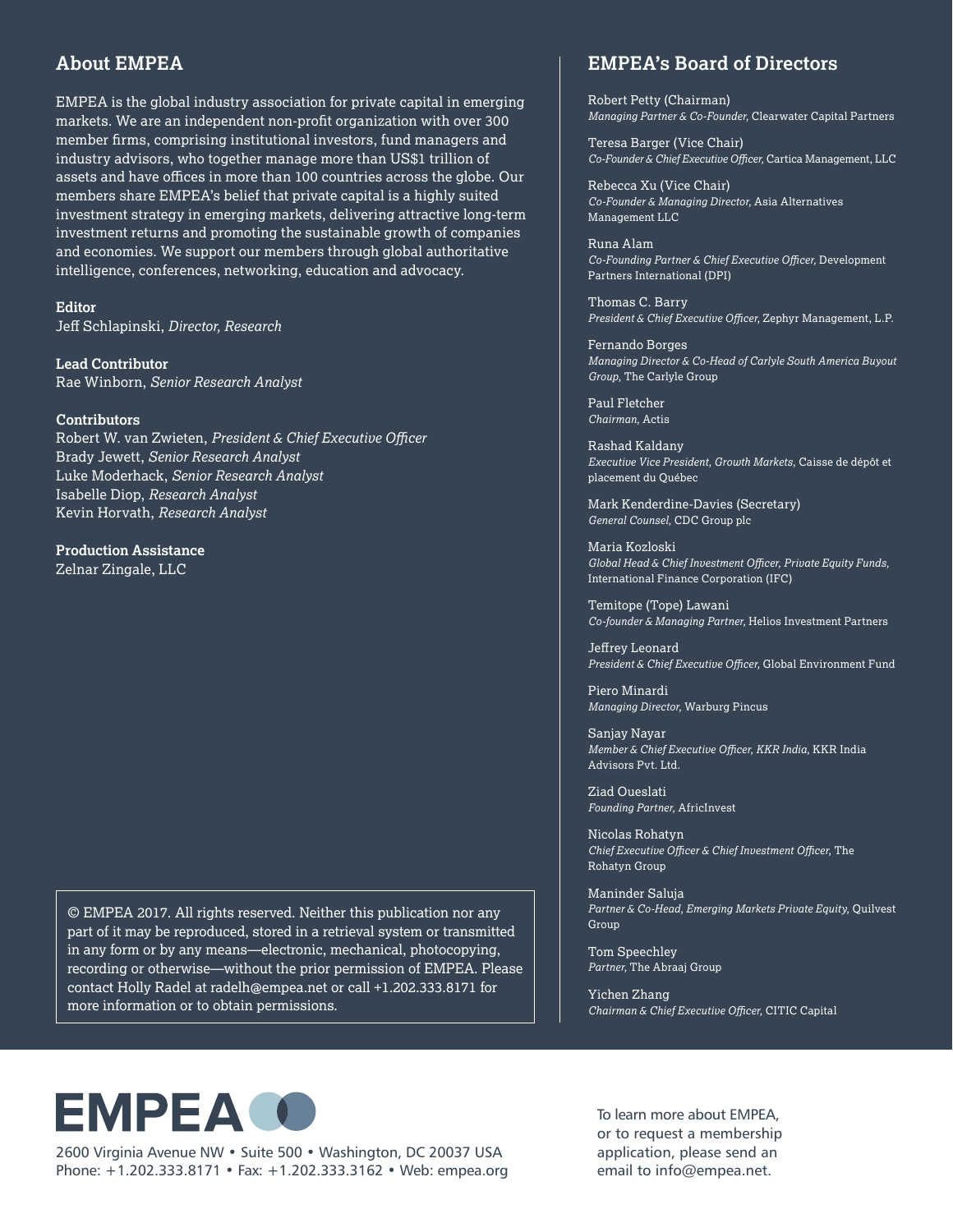## About EMPEA

EMPEA is the global industry association for private capital in emerging markets. We are an independent non-profit organization with over 300 member firms, comprising institutional investors, fund managers and industry advisors, who together manage more than US$1 trillion of assets and have offices in more than 100 countries across the globe. Our members share EMPEA's belief that private capital is a highly suited investment strategy in emerging markets, delivering attractive long-term investment returns and promoting the sustainable growth of companies and economies. We support our members through global authoritative intelligence, conferences, networking, education and advocacy.

**Editor**
Jeff Schlapinski, *Director, Research*

**Lead Contributor**
Rae Winborn, *Senior Research Analyst*

**Contributors**
Robert W. van Zwieten, *President & Chief Executive Officer*
Brady Jewett, *Senior Research Analyst*
Luke Moderhack, *Senior Research Analyst*
Isabelle Diop, *Research Analyst*
Kevin Horvath, *Research Analyst*

**Production Assistance**
Zelnar Zingale, LLC

© EMPEA 2017. All rights reserved. Neither this publication nor any part of it may be reproduced, stored in a retrieval system or transmitted in any form or by any means—electronic, mechanical, photocopying, recording or otherwise—without the prior permission of EMPEA. Please contact Holly Radel at radelh@empea.net or call +1.202.333.8171 for more information or to obtain permissions.

## EMPEA's Board of Directors

Robert Petty (Chairman)
*Managing Partner & Co-Founder,* Clearwater Capital Partners

Teresa Barger (Vice Chair)
*Co-Founder & Chief Executive Officer,* Cartica Management, LLC

Rebecca Xu (Vice Chair)
*Co-Founder & Managing Director,* Asia Alternatives Management LLC

Runa Alam
*Co-Founding Partner & Chief Executive Officer,* Development Partners International (DPI)

Thomas C. Barry
*President & Chief Executive Officer,* Zephyr Management, L.P.

Fernando Borges
*Managing Director & Co-Head of Carlyle South America Buyout Group,* The Carlyle Group

Paul Fletcher
*Chairman,* Actis

Rashad Kaldany
*Executive Vice President, Growth Markets,* Caisse de dépôt et placement du Québec

Mark Kenderdine-Davies (Secretary)
*General Counsel,* CDC Group plc

Maria Kozloski
*Global Head & Chief Investment Officer, Private Equity Funds,* International Finance Corporation (IFC)

Temitope (Tope) Lawani
*Co-founder & Managing Partner,* Helios Investment Partners

Jeffrey Leonard
*President & Chief Executive Officer,* Global Environment Fund

Piero Minardi
*Managing Director,* Warburg Pincus

Sanjay Nayar
*Member & Chief Executive Officer, KKR India,* KKR India Advisors Pvt. Ltd.

Ziad Oueslati
*Founding Partner,* AfricInvest

Nicolas Rohatyn
*Chief Executive Officer & Chief Investment Officer,* The Rohatyn Group

Maninder Saluja
*Partner & Co-Head, Emerging Markets Private Equity,* Quilvest Group

Tom Speechley
*Partner,* The Abraaj Group

Yichen Zhang
*Chairman & Chief Executive Officer,* CITIC Capital

**EMPEA**

2600 Virginia Avenue NW • Suite 500 • Washington, DC 20037 USA
Phone: +1.202.333.8171 • Fax: +1.202.333.3162 • Web: empea.org

To learn more about EMPEA, or to request a membership application, please send an email to info@empea.net.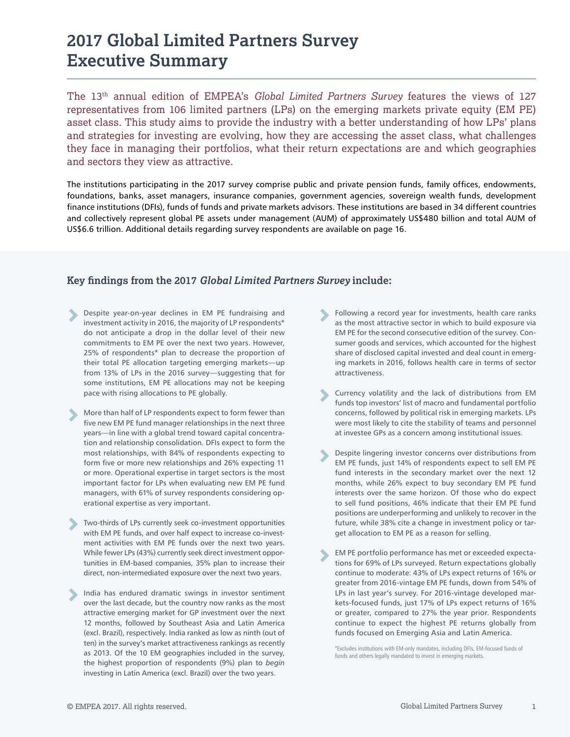# 2017 Global Limited Partners Survey Executive Summary

The 13th annual edition of EMPEA's *Global Limited Partners Survey* features the views of 127 representatives from 106 limited partners (LPs) on the emerging markets private equity (EM PE) asset class. This study aims to provide the industry with a better understanding of how LPs' plans and strategies for investing are evolving, how they are accessing the asset class, what challenges they face in managing their portfolios, what their return expectations are and which geographies and sectors they view as attractive.

The institutions participating in the 2017 survey comprise public and private pension funds, family offices, endowments, foundations, banks, asset managers, insurance companies, government agencies, sovereign wealth funds, development finance institutions (DFIs), funds of funds and private markets advisors. These institutions are based in 34 different countries and collectively represent global PE assets under management (AUM) of approximately US$480 billion and total AUM of US$6.6 trillion. Additional details regarding survey respondents are available on page 16.

## Key findings from the 2017 *Global Limited Partners Survey* include:

- Despite year-on-year declines in EM PE fundraising and investment activity in 2016, the majority of LP respondents* do not anticipate a drop in the dollar level of their new commitments to EM PE over the next two years. However, 25% of respondents* plan to decrease the proportion of their total PE allocation targeting emerging markets—up from 13% of LPs in the 2016 survey—suggesting that for some institutions, EM PE allocations may not be keeping pace with rising allocations to PE globally.

- More than half of LP respondents expect to form fewer than five new EM PE fund manager relationships in the next three years—in line with a global trend toward capital concentration and relationship consolidation. DFIs expect to form the most relationships, with 84% of respondents expecting to form five or more new relationships and 26% expecting 11 or more. Operational expertise in target sectors is the most important factor for LPs when evaluating new EM PE fund managers, with 61% of survey respondents considering operational expertise as very important.

- Two-thirds of LPs currently seek co-investment opportunities with EM PE funds, and over half expect to increase co-investment activities with EM PE funds over the next two years. While fewer LPs (43%) currently seek direct investment opportunities in EM-based companies, 35% plan to increase their direct, non-intermediated exposure over the next two years.

- India has endured dramatic swings in investor sentiment over the last decade, but the country now ranks as the most attractive emerging market for GP investment over the next 12 months, followed by Southeast Asia and Latin America (excl. Brazil), respectively. India ranked as low as ninth (out of ten) in the survey's market attractiveness rankings as recently as 2013. Of the 10 EM geographies included in the survey, the highest proportion of respondents (9%) plan to *begin* investing in Latin America (excl. Brazil) over the two years.

- Following a record year for investments, health care ranks as the most attractive sector in which to build exposure via EM PE for the second consecutive edition of the survey. Consumer goods and services, which accounted for the highest share of disclosed capital invested and deal count in emerging markets in 2016, follows health care in terms of sector attractiveness.

- Currency volatility and the lack of distributions from EM funds top investors' list of macro and fundamental portfolio concerns, followed by political risk in emerging markets. LPs were most likely to cite the stability of teams and personnel at investee GPs as a concern among institutional issues.

- Despite lingering investor concerns over distributions from EM PE funds, just 14% of respondents expect to sell EM PE fund interests in the secondary market over the next 12 months, while 26% expect to buy secondary EM PE fund interests over the same horizon. Of those who do expect to sell fund positions, 46% indicate that their EM PE fund positions are underperforming and unlikely to recover in the future, while 38% cite a change in investment policy or target allocation to EM PE as a reason for selling.

- EM PE portfolio performance has met or exceeded expectations for 69% of LPs surveyed. Return expectations globally continue to moderate: 43% of LPs expect returns of 16% or greater from 2016-vintage EM PE funds, down from 54% of LPs in last year's survey. For 2016-vintage developed markets-focused funds, just 17% of LPs expect returns of 16% or greater, compared to 27% the year prior. Respondents continue to expect the highest PE returns globally from funds focused on Emerging Asia and Latin America.

*Excludes institutions with EM-only mandates, including DFIs, EM-focused funds of funds and others legally mandated to invest in emerging markets.

© EMPEA 2017. All rights reserved.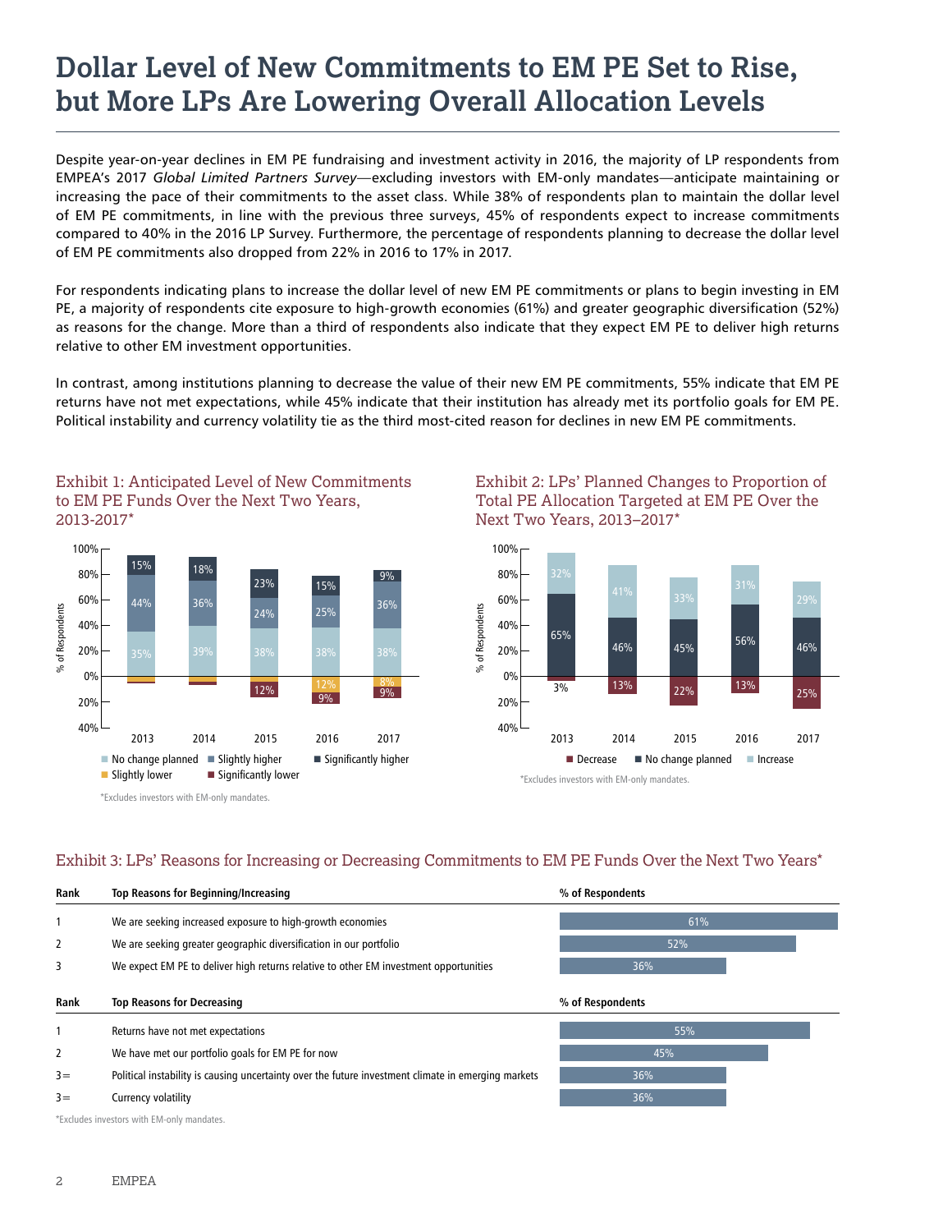# Dollar Level of New Commitments to EM PE Set to Rise, but More LPs Are Lowering Overall Allocation Levels

Despite year-on-year declines in EM PE fundraising and investment activity in 2016, the majority of LP respondents from EMPEA's 2017 *Global Limited Partners Survey*—excluding investors with EM-only mandates—anticipate maintaining or increasing the pace of their commitments to the asset class. While 38% of respondents plan to maintain the dollar level of EM PE commitments, in line with the previous three surveys, 45% of respondents expect to increase commitments compared to 40% in the 2016 LP Survey. Furthermore, the percentage of respondents planning to decrease the dollar level of EM PE commitments also dropped from 22% in 2016 to 17% in 2017.

For respondents indicating plans to increase the dollar level of new EM PE commitments or plans to begin investing in EM PE, a majority of respondents cite exposure to high-growth economies (61%) and greater geographic diversification (52%) as reasons for the change. More than a third of respondents also indicate that they expect EM PE to deliver high returns relative to other EM investment opportunities.

In contrast, among institutions planning to decrease the value of their new EM PE commitments, 55% indicate that EM PE returns have not met expectations, while 45% indicate that their institution has already met its portfolio goals for EM PE. Political instability and currency volatility tie as the third most-cited reason for declines in new EM PE commitments.

### Exhibit 1: Anticipated Level of New Commitments to EM PE Funds Over the Next Two Years, 2013-2017*

| | 2013 | 2014 | 2015 | 2016 | 2017 |
|---|---|---|---|---|---|
| Significantly higher | 15% | 18% | 23% | 15% | 9% |
| Slightly higher | 44% | 36% | 24% | 25% | 36% |
| No change planned | 35% | 39% | 38% | 38% | 38% |
| Slightly lower | | | | 12% | 8% |
| Significantly lower | | | 12% | 9% | 9% |

*Excludes investors with EM-only mandates.

### Exhibit 2: LPs' Planned Changes to Proportion of Total PE Allocation Targeted at EM PE Over the Next Two Years, 2013–2017*

| | 2013 | 2014 | 2015 | 2016 | 2017 |
|---|---|---|---|---|---|
| Increase | 32% | 41% | 33% | 31% | 29% |
| No change planned | 65% | 46% | 45% | 56% | 46% |
| Decrease | 3% | 13% | 22% | 13% | 25% |

*Excludes investors with EM-only mandates.

### Exhibit 3: LPs' Reasons for Increasing or Decreasing Commitments to EM PE Funds Over the Next Two Years*

| Rank | Top Reasons for Beginning/Increasing | % of Respondents |
|---|---|---|
| 1 | We are seeking increased exposure to high-growth economies | 61% |
| 2 | We are seeking greater geographic diversification in our portfolio | 52% |
| 3 | We expect EM PE to deliver high returns relative to other EM investment opportunities | 36% |

| Rank | Top Reasons for Decreasing | % of Respondents |
|---|---|---|
| 1 | Returns have not met expectations | 55% |
| 2 | We have met our portfolio goals for EM PE for now | 45% |
| 3= | Political instability is causing uncertainty over the future investment climate in emerging markets | 36% |
| 3= | Currency volatility | 36% |

*Excludes investors with EM-only mandates.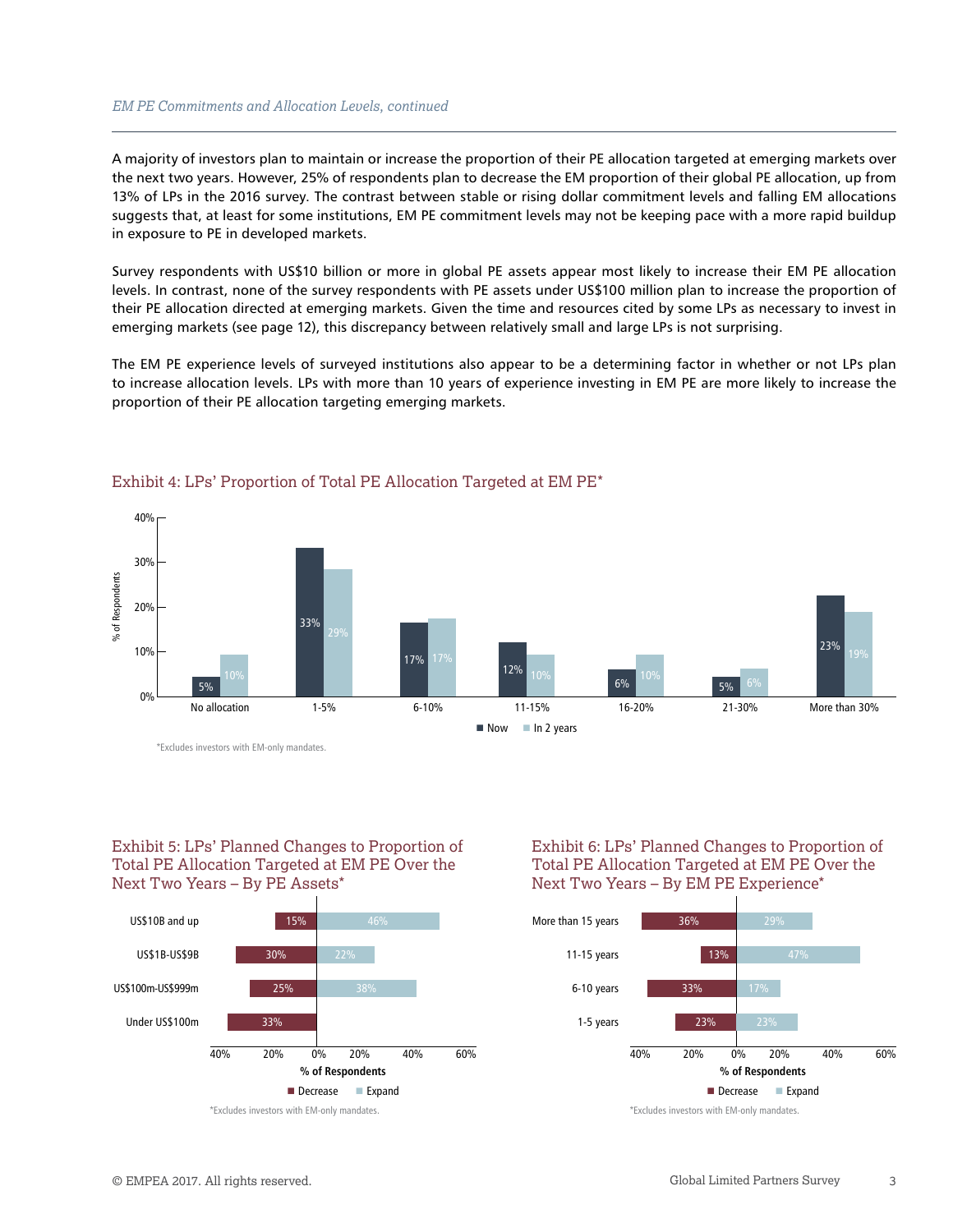A majority of investors plan to maintain or increase the proportion of their PE allocation targeted at emerging markets over the next two years. However, 25% of respondents plan to decrease the EM proportion of their global PE allocation, up from 13% of LPs in the 2016 survey. The contrast between stable or rising dollar commitment levels and falling EM allocations suggests that, at least for some institutions, EM PE commitment levels may not be keeping pace with a more rapid buildup in exposure to PE in developed markets.

Survey respondents with US$10 billion or more in global PE assets appear most likely to increase their EM PE allocation levels. In contrast, none of the survey respondents with PE assets under US$100 million plan to increase the proportion of their PE allocation directed at emerging markets. Given the time and resources cited by some LPs as necessary to invest in emerging markets (see page 12), this discrepancy between relatively small and large LPs is not surprising.

The EM PE experience levels of surveyed institutions also appear to be a determining factor in whether or not LPs plan to increase allocation levels. LPs with more than 10 years of experience investing in EM PE are more likely to increase the proportion of their PE allocation targeting emerging markets.

### Exhibit 4: LPs' Proportion of Total PE Allocation Targeted at EM PE*

| % of Respondents | No allocation | 1-5% | 6-10% | 11-15% | 16-20% | 21-30% | More than 30% |
|---|---|---|---|---|---|---|---|
| Now | 5% | 33% | 17% | 12% | 6% | 5% | 23% |
| In 2 years | 10% | 29% | 17% | 10% | 10% | 6% | 19% |

*Excludes investors with EM-only mandates.

### Exhibit 5: LPs' Planned Changes to Proportion of Total PE Allocation Targeted at EM PE Over the Next Two Years – By PE Assets*

| PE Assets | Decrease | Expand |
|---|---|---|
| US$10B and up | 15% | 46% |
| US$1B-US$9B | 30% | 22% |
| US$100m-US$999m | 25% | 38% |
| Under US$100m | 33% | |

*Excludes investors with EM-only mandates.

### Exhibit 6: LPs' Planned Changes to Proportion of Total PE Allocation Targeted at EM PE Over the Next Two Years – By EM PE Experience*

| EM PE Experience | Decrease | Expand |
|---|---|---|
| More than 15 years | 36% | 29% |
| 11-15 years | 13% | 47% |
| 6-10 years | 33% | 17% |
| 1-5 years | 23% | 23% |

*Excludes investors with EM-only mandates.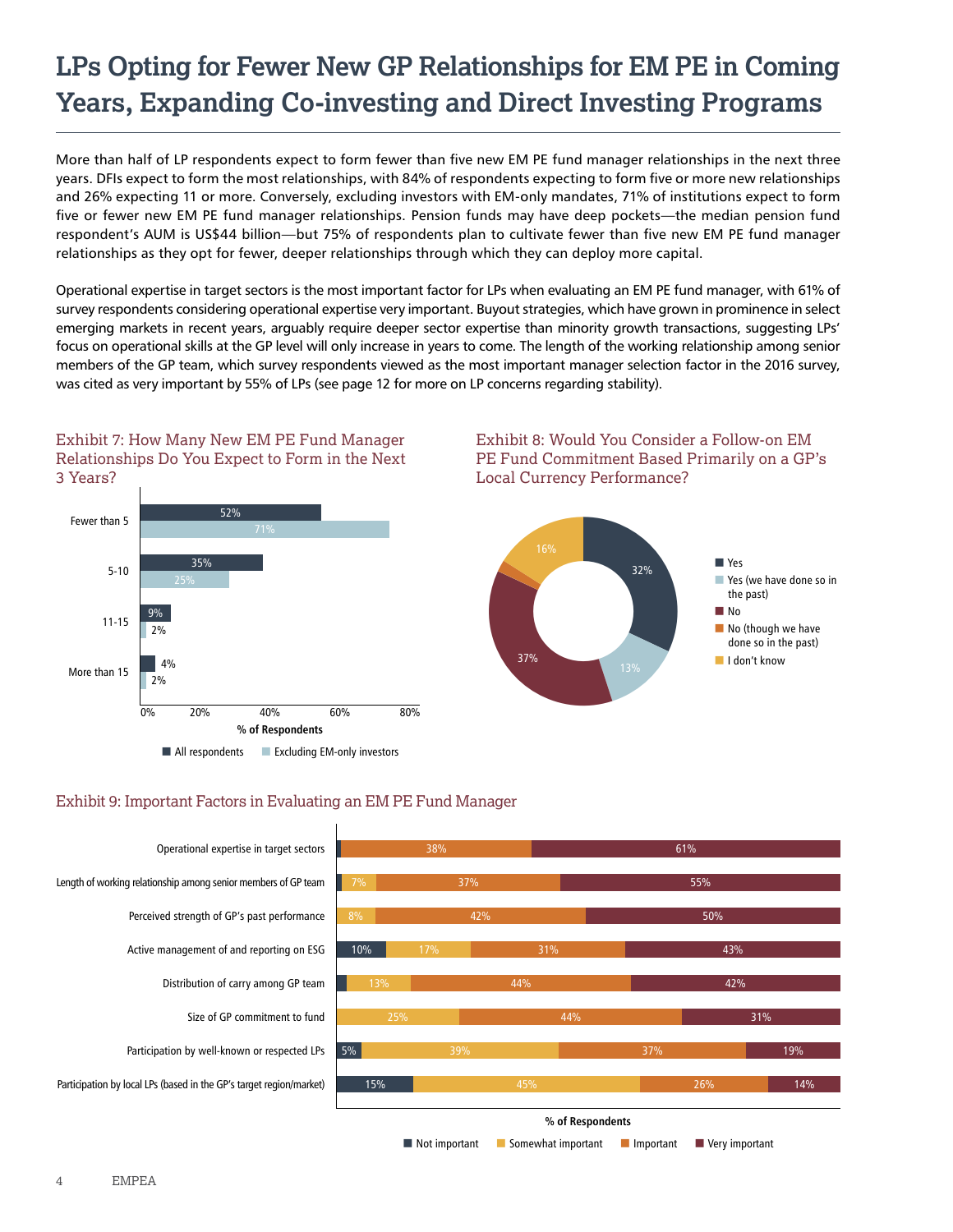# LPs Opting for Fewer New GP Relationships for EM PE in Coming Years, Expanding Co-investing and Direct Investing Programs

More than half of LP respondents expect to form fewer than five new EM PE fund manager relationships in the next three years. DFIs expect to form the most relationships, with 84% of respondents expecting to form five or more new relationships and 26% expecting 11 or more. Conversely, excluding investors with EM-only mandates, 71% of institutions expect to form five or fewer new EM PE fund manager relationships. Pension funds may have deep pockets—the median pension fund respondent's AUM is US$44 billion—but 75% of respondents plan to cultivate fewer than five new EM PE fund manager relationships as they opt for fewer, deeper relationships through which they can deploy more capital.

Operational expertise in target sectors is the most important factor for LPs when evaluating an EM PE fund manager, with 61% of survey respondents considering operational expertise very important. Buyout strategies, which have grown in prominence in select emerging markets in recent years, arguably require deeper sector expertise than minority growth transactions, suggesting LPs' focus on operational skills at the GP level will only increase in years to come. The length of the working relationship among senior members of the GP team, which survey respondents viewed as the most important manager selection factor in the 2016 survey, was cited as very important by 55% of LPs (see page 12 for more on LP concerns regarding stability).

### Exhibit 7: How Many New EM PE Fund Manager Relationships Do You Expect to Form in the Next 3 Years?

| | All respondents | Excluding EM-only investors |
|---|---|---|
| Fewer than 5 | 52% | 71% |
| 5-10 | 35% | 25% |
| 11-15 | 9% | 2% |
| More than 15 | 4% | 2% |

% of Respondents

### Exhibit 8: Would You Consider a Follow-on EM PE Fund Commitment Based Primarily on a GP's Local Currency Performance?

| Response | % |
|---|---|
| Yes | 32% |
| Yes (we have done so in the past) | 13% |
| No | 37% |
| No (though we have done so in the past) | |
| I don't know | 16% |

### Exhibit 9: Important Factors in Evaluating an EM PE Fund Manager

| Factor | Not important | Somewhat important | Important | Very important |
|---|---|---|---|---|
| Operational expertise in target sectors | | | 38% | 61% |
| Length of working relationship among senior members of GP team | | 7% | 37% | 55% |
| Perceived strength of GP's past performance | | 8% | 42% | 50% |
| Active management of and reporting on ESG | 10% | 17% | 31% | 43% |
| Distribution of carry among GP team | | 13% | 44% | 42% |
| Size of GP commitment to fund | | 25% | 44% | 31% |
| Participation by well-known or respected LPs | 5% | 39% | 37% | 19% |
| Participation by local LPs (based in the GP's target region/market) | 15% | 45% | 26% | 14% |

% of Respondents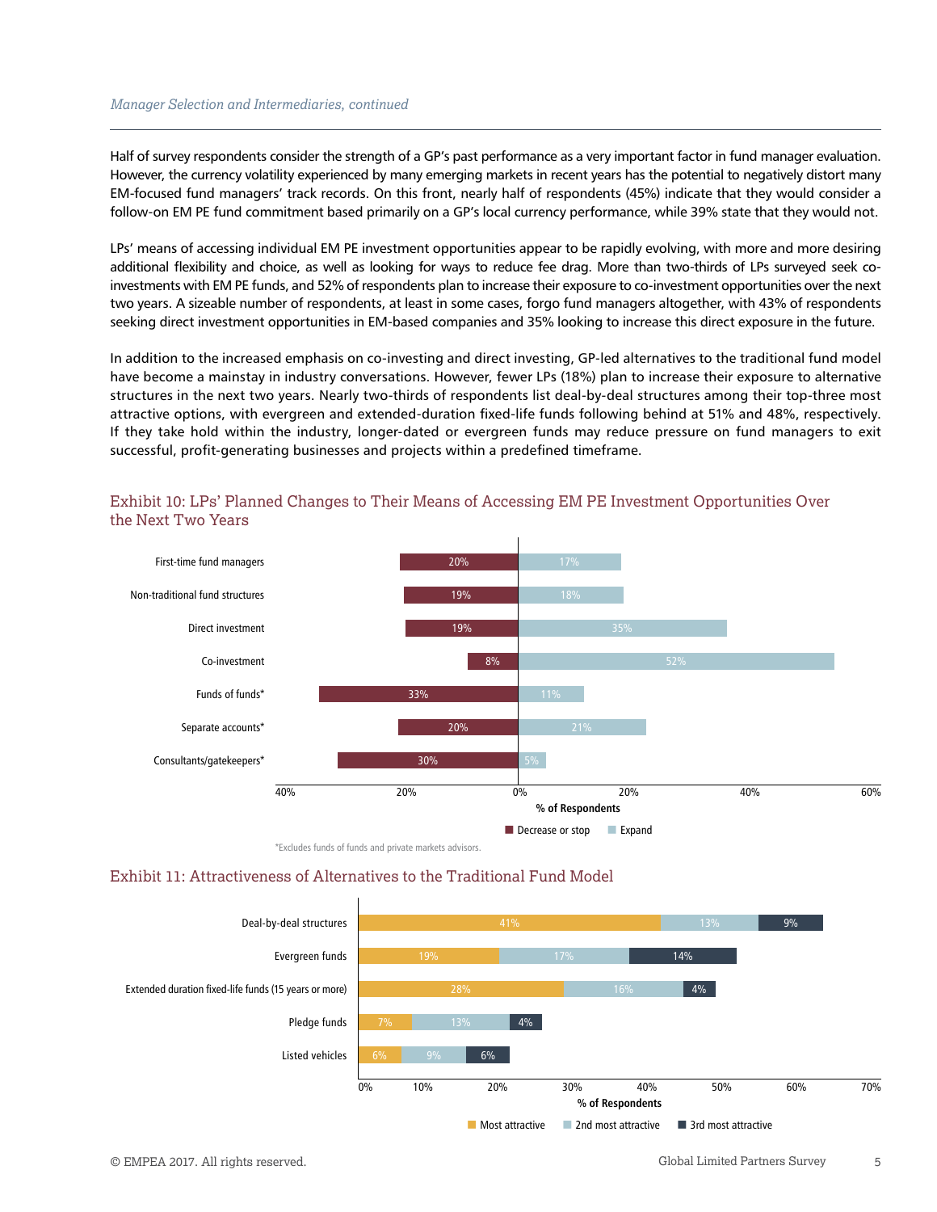*Manager Selection and Intermediaries, continued*

Half of survey respondents consider the strength of a GP's past performance as a very important factor in fund manager evaluation. However, the currency volatility experienced by many emerging markets in recent years has the potential to negatively distort many EM-focused fund managers' track records. On this front, nearly half of respondents (45%) indicate that they would consider a follow-on EM PE fund commitment based primarily on a GP's local currency performance, while 39% state that they would not.

LPs' means of accessing individual EM PE investment opportunities appear to be rapidly evolving, with more and more desiring additional flexibility and choice, as well as looking for ways to reduce fee drag. More than two-thirds of LPs surveyed seek co-investments with EM PE funds, and 52% of respondents plan to increase their exposure to co-investment opportunities over the next two years. A sizeable number of respondents, at least in some cases, forgo fund managers altogether, with 43% of respondents seeking direct investment opportunities in EM-based companies and 35% looking to increase this direct exposure in the future.

In addition to the increased emphasis on co-investing and direct investing, GP-led alternatives to the traditional fund model have become a mainstay in industry conversations. However, fewer LPs (18%) plan to increase their exposure to alternative structures in the next two years. Nearly two-thirds of respondents list deal-by-deal structures among their top-three most attractive options, with evergreen and extended-duration fixed-life funds following behind at 51% and 48%, respectively. If they take hold within the industry, longer-dated or evergreen funds may reduce pressure on fund managers to exit successful, profit-generating businesses and projects within a predefined timeframe.

## Exhibit 10: LPs' Planned Changes to Their Means of Accessing EM PE Investment Opportunities Over the Next Two Years

| % of Respondents | Decrease or stop | Expand |
|---|---|---|
| First-time fund managers | 20% | 17% |
| Non-traditional fund structures | 19% | 18% |
| Direct investment | 19% | 35% |
| Co-investment | 8% | 52% |
| Funds of funds* | 33% | 11% |
| Separate accounts* | 20% | 21% |
| Consultants/gatekeepers* | 30% | 5% |

*Excludes funds of funds and private markets advisors.

## Exhibit 11: Attractiveness of Alternatives to the Traditional Fund Model

| % of Respondents | Most attractive | 2nd most attractive | 3rd most attractive |
|---|---|---|---|
| Deal-by-deal structures | 41% | 13% | 9% |
| Evergreen funds | 19% | 17% | 14% |
| Extended duration fixed-life funds (15 years or more) | 28% | 16% | 4% |
| Pledge funds | 7% | 13% | 4% |
| Listed vehicles | 6% | 9% | 6% |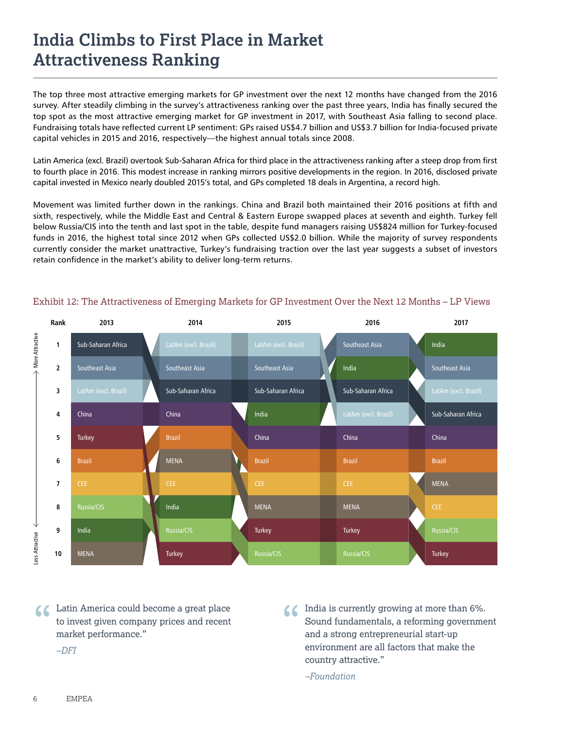# India Climbs to First Place in Market Attractiveness Ranking

The top three most attractive emerging markets for GP investment over the next 12 months have changed from the 2016 survey. After steadily climbing in the survey's attractiveness ranking over the past three years, India has finally secured the top spot as the most attractive emerging market for GP investment in 2017, with Southeast Asia falling to second place. Fundraising totals have reflected current LP sentiment: GPs raised US$4.7 billion and US$3.7 billion for India-focused private capital vehicles in 2015 and 2016, respectively—the highest annual totals since 2008.

Latin America (excl. Brazil) overtook Sub-Saharan Africa for third place in the attractiveness ranking after a steep drop from first to fourth place in 2016. This modest increase in ranking mirrors positive developments in the region. In 2016, disclosed private capital invested in Mexico nearly doubled 2015's total, and GPs completed 18 deals in Argentina, a record high.

Movement was limited further down in the rankings. China and Brazil both maintained their 2016 positions at fifth and sixth, respectively, while the Middle East and Central & Eastern Europe swapped places at seventh and eighth. Turkey fell below Russia/CIS into the tenth and last spot in the table, despite fund managers raising US$824 million for Turkey-focused funds in 2016, the highest total since 2012 when GPs collected US$2.0 billion. While the majority of survey respondents currently consider the market unattractive, Turkey's fundraising traction over the last year suggests a subset of investors retain confidence in the market's ability to deliver long-term returns.

Exhibit 12: The Attractiveness of Emerging Markets for GP Investment Over the Next 12 Months – LP Views

| Rank | 2013 | 2014 | 2015 | 2016 | 2017 |
|---|---|---|---|---|---|
| 1 (More Attractive) | Sub-Saharan Africa | LatAm (excl. Brazil) | LatAm (excl. Brazil) | Southeast Asia | India |
| 2 | Southeast Asia | Southeast Asia | Southeast Asia | India | Southeast Asia |
| 3 | LatAm (excl. Brazil) | Sub-Saharan Africa | Sub-Saharan Africa | Sub-Saharan Africa | LatAm (excl. Brazil) |
| 4 | China | China | India | LatAm (excl. Brazil) | Sub-Saharan Africa |
| 5 | Turkey | Brazil | China | China | China |
| 6 | Brazil | MENA | Brazil | Brazil | Brazil |
| 7 | CEE | CEE | CEE | CEE | MENA |
| 8 | Russia/CIS | India | MENA | MENA | CEE |
| 9 | India | Russia/CIS | Turkey | Turkey | Russia/CIS |
| 10 (Less Attractive) | MENA | Turkey | Russia/CIS | Russia/CIS | Turkey |

"Latin America could become a great place to invest given company prices and recent market performance."

*–DFI*

"India is currently growing at more than 6%. Sound fundamentals, a reforming government and a strong entrepreneurial start-up environment are all factors that make the country attractive."

*–Foundation*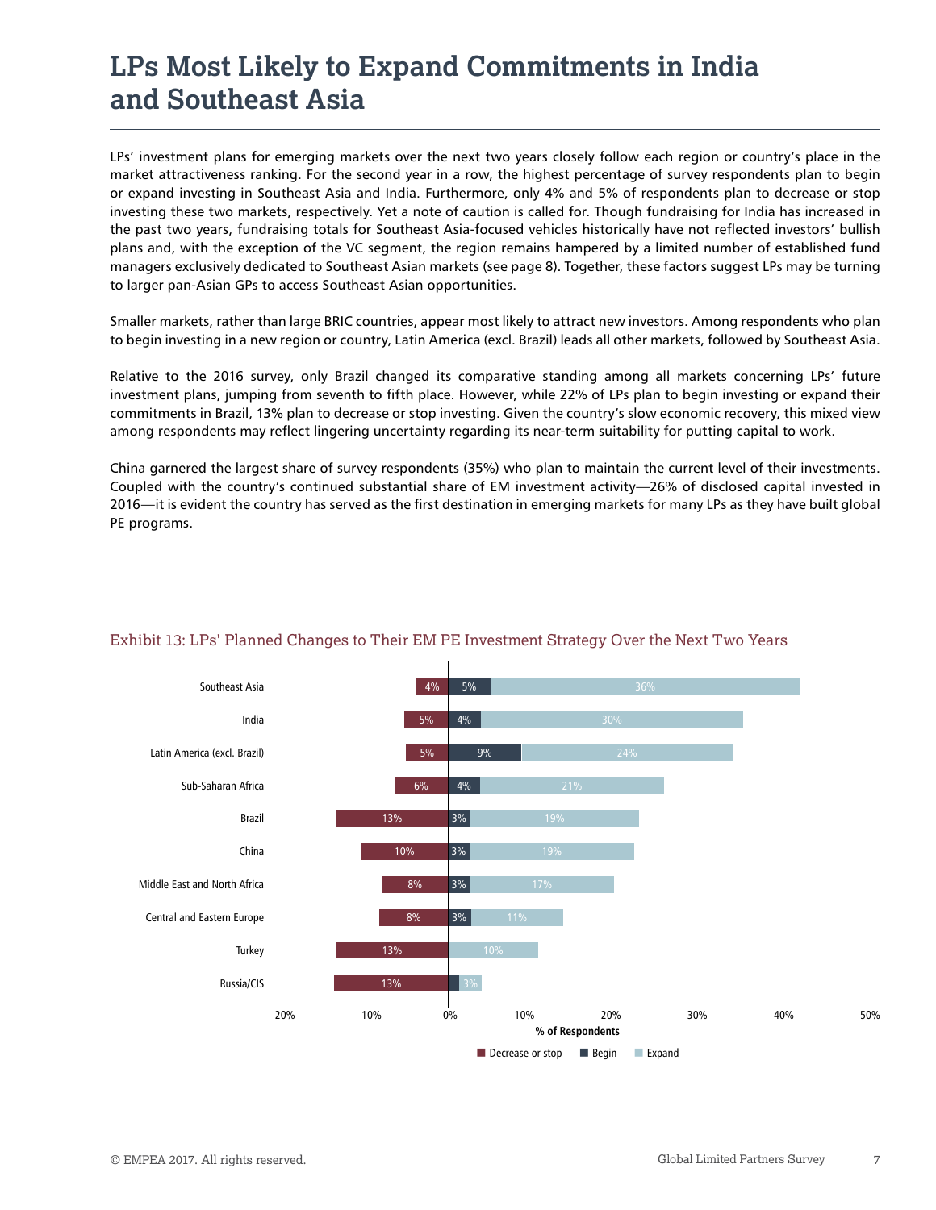# LPs Most Likely to Expand Commitments in India and Southeast Asia

LPs' investment plans for emerging markets over the next two years closely follow each region or country's place in the market attractiveness ranking. For the second year in a row, the highest percentage of survey respondents plan to begin or expand investing in Southeast Asia and India. Furthermore, only 4% and 5% of respondents plan to decrease or stop investing these two markets, respectively. Yet a note of caution is called for. Though fundraising for India has increased in the past two years, fundraising totals for Southeast Asia-focused vehicles historically have not reflected investors' bullish plans and, with the exception of the VC segment, the region remains hampered by a limited number of established fund managers exclusively dedicated to Southeast Asian markets (see page 8). Together, these factors suggest LPs may be turning to larger pan-Asian GPs to access Southeast Asian opportunities.

Smaller markets, rather than large BRIC countries, appear most likely to attract new investors. Among respondents who plan to begin investing in a new region or country, Latin America (excl. Brazil) leads all other markets, followed by Southeast Asia.

Relative to the 2016 survey, only Brazil changed its comparative standing among all markets concerning LPs' future investment plans, jumping from seventh to fifth place. However, while 22% of LPs plan to begin investing or expand their commitments in Brazil, 13% plan to decrease or stop investing. Given the country's slow economic recovery, this mixed view among respondents may reflect lingering uncertainty regarding its near-term suitability for putting capital to work.

China garnered the largest share of survey respondents (35%) who plan to maintain the current level of their investments. Coupled with the country's continued substantial share of EM investment activity—26% of disclosed capital invested in 2016—it is evident the country has served as the first destination in emerging markets for many LPs as they have built global PE programs.

Exhibit 13: LPs' Planned Changes to Their EM PE Investment Strategy Over the Next Two Years

| Region | Decrease or stop | Begin | Expand |
|---|---|---|---|
| Southeast Asia | 4% | 5% | 36% |
| India | 5% | 4% | 30% |
| Latin America (excl. Brazil) | 5% | 9% | 24% |
| Sub-Saharan Africa | 6% | 4% | 21% |
| Brazil | 13% | 3% | 19% |
| China | 10% | 3% | 19% |
| Middle East and North Africa | 8% | 3% | 17% |
| Central and Eastern Europe | 8% | 3% | 11% |
| Turkey | 13% | | 10% |
| Russia/CIS | 13% | | 3% |

% of Respondents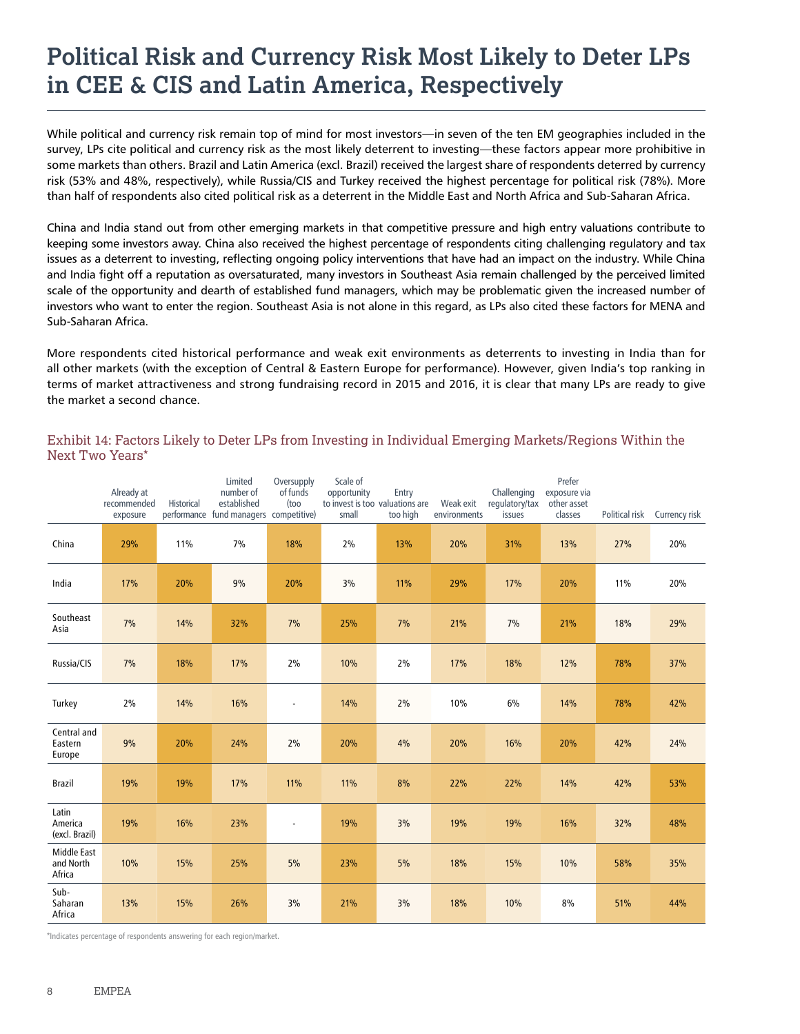# Political Risk and Currency Risk Most Likely to Deter LPs in CEE & CIS and Latin America, Respectively

While political and currency risk remain top of mind for most investors—in seven of the ten EM geographies included in the survey, LPs cite political and currency risk as the most likely deterrent to investing—these factors appear more prohibitive in some markets than others. Brazil and Latin America (excl. Brazil) received the largest share of respondents deterred by currency risk (53% and 48%, respectively), while Russia/CIS and Turkey received the highest percentage for political risk (78%). More than half of respondents also cited political risk as a deterrent in the Middle East and North Africa and Sub-Saharan Africa.

China and India stand out from other emerging markets in that competitive pressure and high entry valuations contribute to keeping some investors away. China also received the highest percentage of respondents citing challenging regulatory and tax issues as a deterrent to investing, reflecting ongoing policy interventions that have had an impact on the industry. While China and India fight off a reputation as oversaturated, many investors in Southeast Asia remain challenged by the perceived limited scale of the opportunity and dearth of established fund managers, which may be problematic given the increased number of investors who want to enter the region. Southeast Asia is not alone in this regard, as LPs also cited these factors for MENA and Sub-Saharan Africa.

More respondents cited historical performance and weak exit environments as deterrents to investing in India than for all other markets (with the exception of Central & Eastern Europe for performance). However, given India's top ranking in terms of market attractiveness and strong fundraising record in 2015 and 2016, it is clear that many LPs are ready to give the market a second chance.

## Exhibit 14: Factors Likely to Deter LPs from Investing in Individual Emerging Markets/Regions Within the Next Two Years*

| | Already at recommended exposure | Historical performance | Limited number of established fund managers | Oversupply of funds (too competitive) | Scale of opportunity to invest is too small | Entry valuations are too high | Weak exit environments | Challenging regulatory/tax issues | Prefer exposure via other asset classes | Political risk | Currency risk |
|---|---|---|---|---|---|---|---|---|---|---|---|
| China | 29% | 11% | 7% | 18% | 2% | 13% | 20% | 31% | 13% | 27% | 20% |
| India | 17% | 20% | 9% | 20% | 3% | 11% | 29% | 17% | 20% | 11% | 20% |
| Southeast Asia | 7% | 14% | 32% | 7% | 25% | 7% | 21% | 7% | 21% | 18% | 29% |
| Russia/CIS | 7% | 18% | 17% | 2% | 10% | 2% | 17% | 18% | 12% | 78% | 37% |
| Turkey | 2% | 14% | 16% | - | 14% | 2% | 10% | 6% | 14% | 78% | 42% |
| Central and Eastern Europe | 9% | 20% | 24% | 2% | 20% | 4% | 20% | 16% | 20% | 42% | 24% |
| Brazil | 19% | 19% | 17% | 11% | 11% | 8% | 22% | 22% | 14% | 42% | 53% |
| Latin America (excl. Brazil) | 19% | 16% | 23% | - | 19% | 3% | 19% | 19% | 16% | 32% | 48% |
| Middle East and North Africa | 10% | 15% | 25% | 5% | 23% | 5% | 18% | 15% | 10% | 58% | 35% |
| Sub-Saharan Africa | 13% | 15% | 26% | 3% | 21% | 3% | 18% | 10% | 8% | 51% | 44% |

*Indicates percentage of respondents answering for each region/market.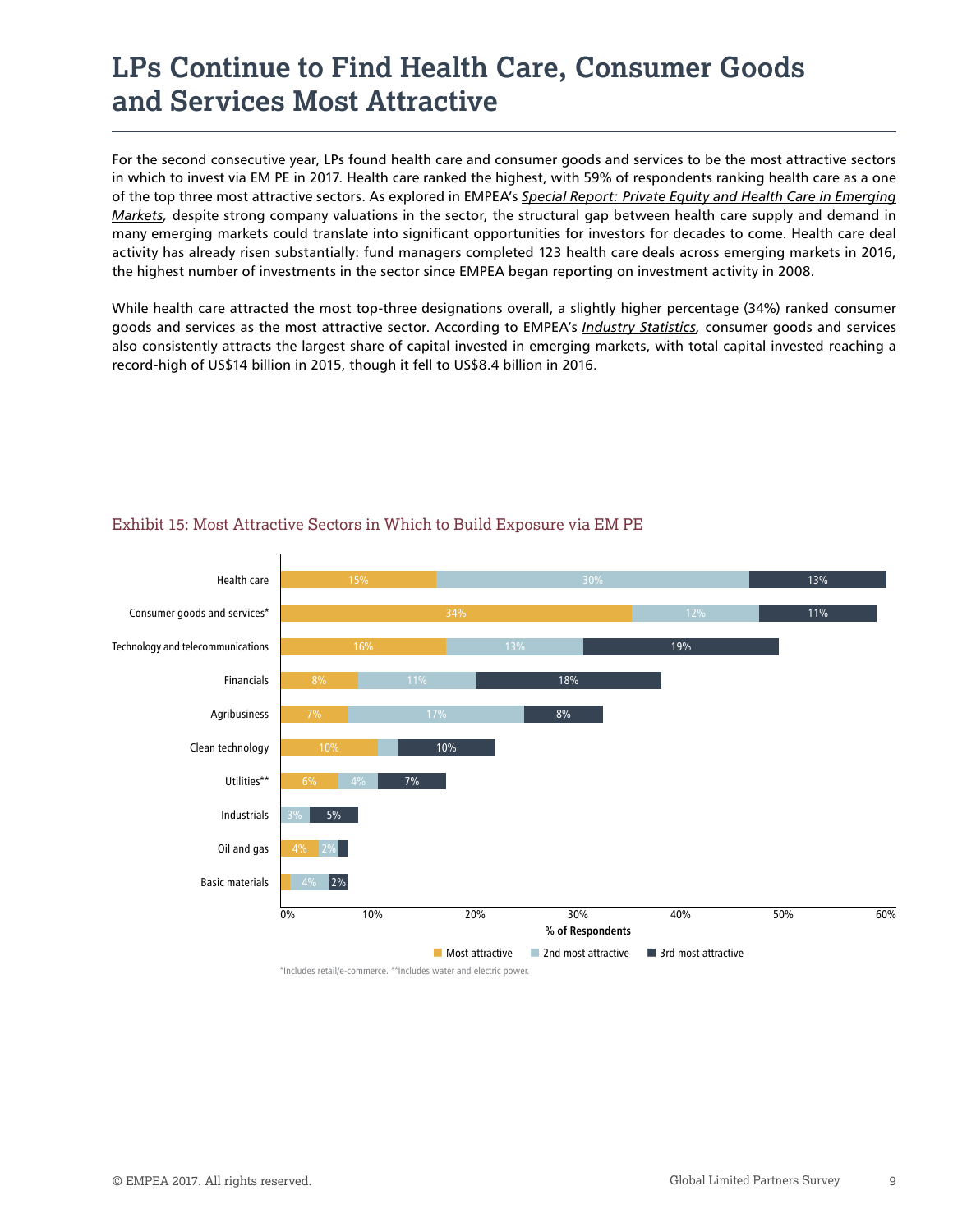# LPs Continue to Find Health Care, Consumer Goods and Services Most Attractive

For the second consecutive year, LPs found health care and consumer goods and services to be the most attractive sectors in which to invest via EM PE in 2017. Health care ranked the highest, with 59% of respondents ranking health care as a one of the top three most attractive sectors. As explored in EMPEA's *Special Report: Private Equity and Health Care in Emerging Markets,* despite strong company valuations in the sector, the structural gap between health care supply and demand in many emerging markets could translate into significant opportunities for investors for decades to come. Health care deal activity has already risen substantially: fund managers completed 123 health care deals across emerging markets in 2016, the highest number of investments in the sector since EMPEA began reporting on investment activity in 2008.

While health care attracted the most top-three designations overall, a slightly higher percentage (34%) ranked consumer goods and services as the most attractive sector. According to EMPEA's *Industry Statistics,* consumer goods and services also consistently attracts the largest share of capital invested in emerging markets, with total capital invested reaching a record-high of US$14 billion in 2015, though it fell to US$8.4 billion in 2016.

Exhibit 15: Most Attractive Sectors in Which to Build Exposure via EM PE

| Sector | Most attractive | 2nd most attractive | 3rd most attractive |
|---|---|---|---|
| Health care | 15% | 30% | 13% |
| Consumer goods and services* | 34% | 12% | 11% |
| Technology and telecommunications | 16% | 13% | 19% |
| Financials | 8% | 11% | 18% |
| Agribusiness | 7% | 17% | 8% |
| Clean technology | 10% | | 10% |
| Utilities** | 6% | 4% | 7% |
| Industrials | | 3% | 5% |
| Oil and gas | 4% | 2% | |
| Basic materials | | 4% | 2% |

% of Respondents

*Includes retail/e-commerce. **Includes water and electric power.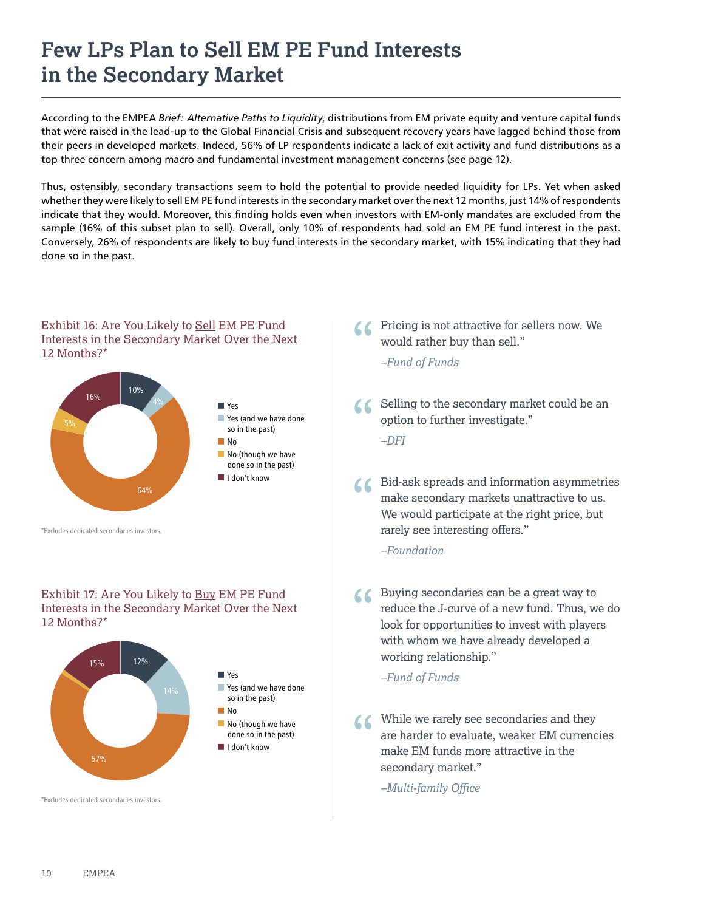# Few LPs Plan to Sell EM PE Fund Interests in the Secondary Market

According to the EMPEA *Brief: Alternative Paths to Liquidity*, distributions from EM private equity and venture capital funds that were raised in the lead-up to the Global Financial Crisis and subsequent recovery years have lagged behind those from their peers in developed markets. Indeed, 56% of LP respondents indicate a lack of exit activity and fund distributions as a top three concern among macro and fundamental investment management concerns (see page 12).

Thus, ostensibly, secondary transactions seem to hold the potential to provide needed liquidity for LPs. Yet when asked whether they were likely to sell EM PE fund interests in the secondary market over the next 12 months, just 14% of respondents indicate that they would. Moreover, this finding holds even when investors with EM-only mandates are excluded from the sample (16% of this subset plan to sell). Overall, only 10% of respondents had sold an EM PE fund interest in the past. Conversely, 26% of respondents are likely to buy fund interests in the secondary market, with 15% indicating that they had done so in the past.

### Exhibit 16: Are You Likely to <u>Sell</u> EM PE Fund Interests in the Secondary Market Over the Next 12 Months?*

| Response | Share |
|---|---|
| Yes | 10% |
| Yes (and we have done so in the past) | 4% |
| No | 64% |
| No (though we have done so in the past) | 5% |
| I don't know | 16% |

*Excludes dedicated secondaries investors.

### Exhibit 17: Are You Likely to <u>Buy</u> EM PE Fund Interests in the Secondary Market Over the Next 12 Months?*

| Response | Share |
|---|---|
| Yes | 12% |
| Yes (and we have done so in the past) | 14% |
| No | 57% |
| No (though we have done so in the past) | |
| I don't know | 15% |

*Excludes dedicated secondaries investors.

> "Pricing is not attractive for sellers now. We would rather buy than sell."
>
> *–Fund of Funds*

> "Selling to the secondary market could be an option to further investigate."
>
> *–DFI*

> "Bid-ask spreads and information asymmetries make secondary markets unattractive to us. We would participate at the right price, but rarely see interesting offers."
>
> *–Foundation*

> "Buying secondaries can be a great way to reduce the J-curve of a new fund. Thus, we do look for opportunities to invest with players with whom we have already developed a working relationship."
>
> *–Fund of Funds*

> "While we rarely see secondaries and they are harder to evaluate, weaker EM currencies make EM funds more attractive in the secondary market."
>
> *–Multi-family Office*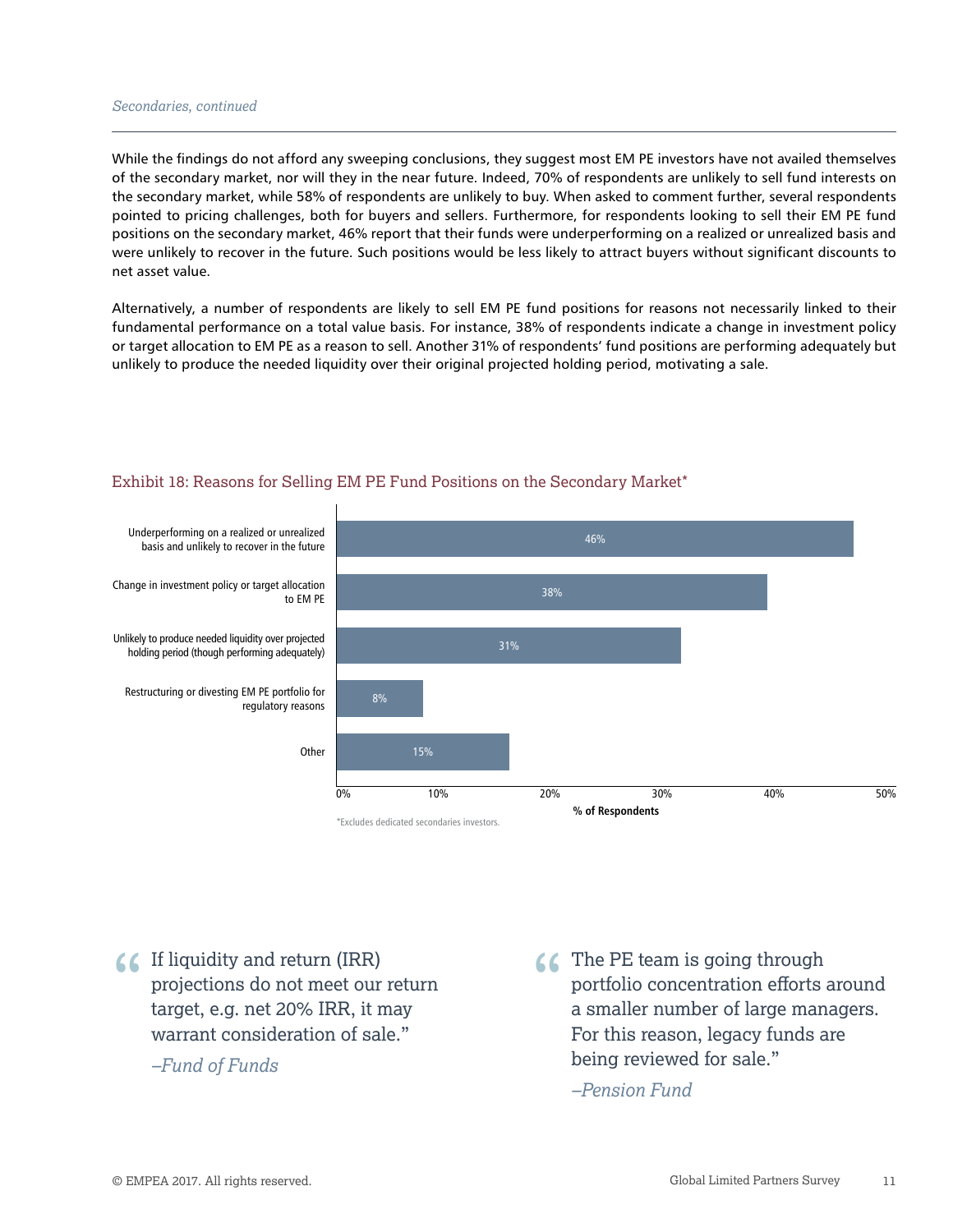*Secondaries, continued*

While the findings do not afford any sweeping conclusions, they suggest most EM PE investors have not availed themselves of the secondary market, nor will they in the near future. Indeed, 70% of respondents are unlikely to sell fund interests on the secondary market, while 58% of respondents are unlikely to buy. When asked to comment further, several respondents pointed to pricing challenges, both for buyers and sellers. Furthermore, for respondents looking to sell their EM PE fund positions on the secondary market, 46% report that their funds were underperforming on a realized or unrealized basis and were unlikely to recover in the future. Such positions would be less likely to attract buyers without significant discounts to net asset value.

Alternatively, a number of respondents are likely to sell EM PE fund positions for reasons not necessarily linked to their fundamental performance on a total value basis. For instance, 38% of respondents indicate a change in investment policy or target allocation to EM PE as a reason to sell. Another 31% of respondents' fund positions are performing adequately but unlikely to produce the needed liquidity over their original projected holding period, motivating a sale.

### Exhibit 18: Reasons for Selling EM PE Fund Positions on the Secondary Market*

| Reason | % of Respondents |
|---|---|
| Underperforming on a realized or unrealized basis and unlikely to recover in the future | 46% |
| Change in investment policy or target allocation to EM PE | 38% |
| Unlikely to produce needed liquidity over projected holding period (though performing adequately) | 31% |
| Restructuring or divesting EM PE portfolio for regulatory reasons | 8% |
| Other | 15% |

*Excludes dedicated secondaries investors.

> "If liquidity and return (IRR) projections do not meet our return target, e.g. net 20% IRR, it may warrant consideration of sale."
>
> *–Fund of Funds*

> "The PE team is going through portfolio concentration efforts around a smaller number of large managers. For this reason, legacy funds are being reviewed for sale."
>
> *–Pension Fund*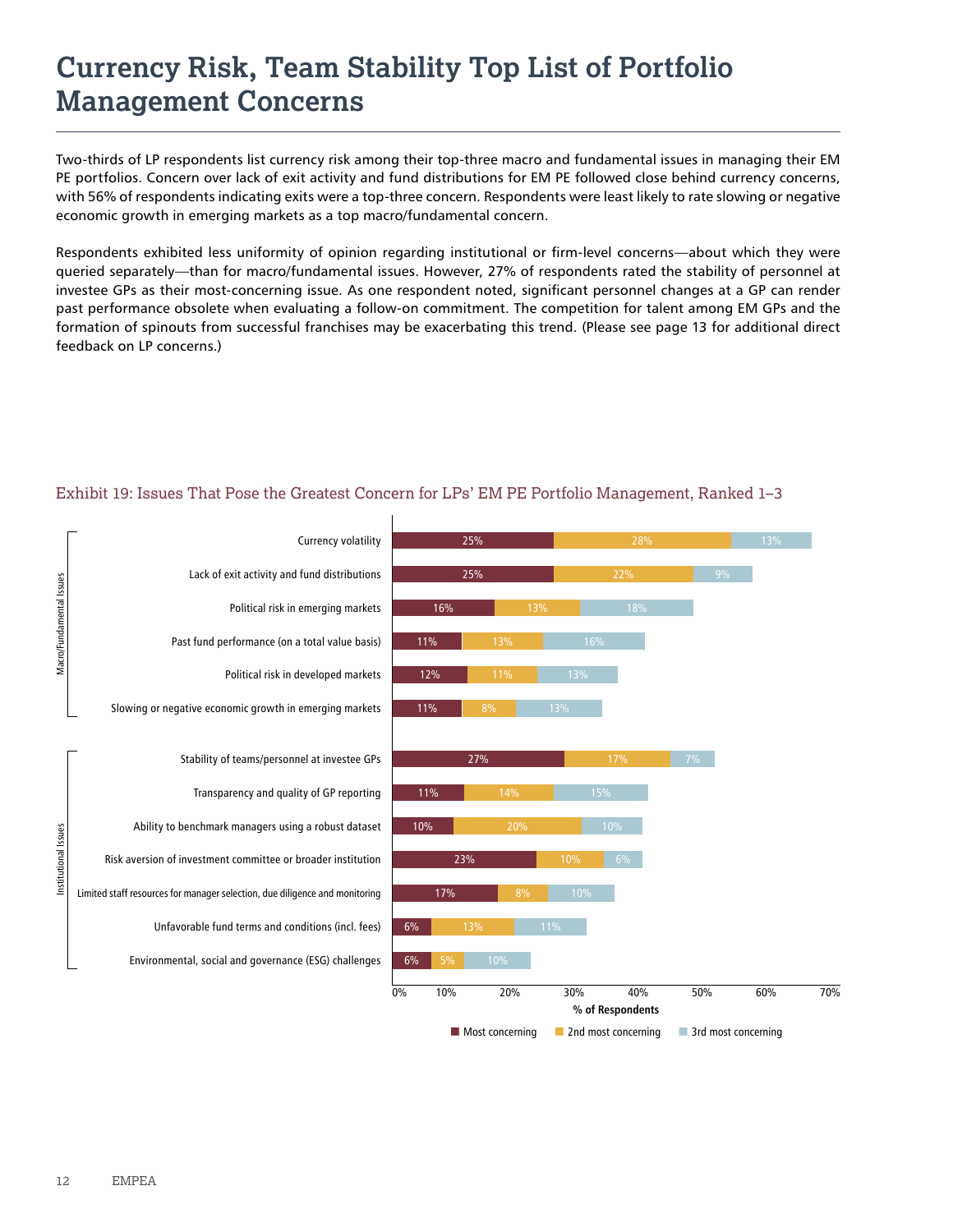# Currency Risk, Team Stability Top List of Portfolio Management Concerns

Two-thirds of LP respondents list currency risk among their top-three macro and fundamental issues in managing their EM PE portfolios. Concern over lack of exit activity and fund distributions for EM PE followed close behind currency concerns, with 56% of respondents indicating exits were a top-three concern. Respondents were least likely to rate slowing or negative economic growth in emerging markets as a top macro/fundamental concern.

Respondents exhibited less uniformity of opinion regarding institutional or firm-level concerns—about which they were queried separately—than for macro/fundamental issues. However, 27% of respondents rated the stability of personnel at investee GPs as their most-concerning issue. As one respondent noted, significant personnel changes at a GP can render past performance obsolete when evaluating a follow-on commitment. The competition for talent among EM GPs and the formation of spinouts from successful franchises may be exacerbating this trend. (Please see page 13 for additional direct feedback on LP concerns.)

Exhibit 19: Issues That Pose the Greatest Concern for LPs' EM PE Portfolio Management, Ranked 1–3

| Category | Issue | Most concerning | 2nd most concerning | 3rd most concerning |
| --- | --- | --- | --- | --- |
| Macro/Fundamental Issues | Currency volatility | 25% | 28% | 13% |
| | Lack of exit activity and fund distributions | 25% | 22% | 9% |
| | Political risk in emerging markets | 16% | 13% | 18% |
| | Past fund performance (on a total value basis) | 11% | 13% | 16% |
| | Political risk in developed markets | 12% | 11% | 13% |
| | Slowing or negative economic growth in emerging markets | 11% | 8% | 13% |
| Institutional Issues | Stability of teams/personnel at investee GPs | 27% | 17% | 7% |
| | Transparency and quality of GP reporting | 11% | 14% | 15% |
| | Ability to benchmark managers using a robust dataset | 10% | 20% | 10% |
| | Risk aversion of investment committee or broader institution | 23% | 10% | 6% |
| | Limited staff resources for manager selection, due diligence and monitoring | 17% | 8% | 10% |
| | Unfavorable fund terms and conditions (incl. fees) | 6% | 13% | 11% |
| | Environmental, social and governance (ESG) challenges | 6% | 5% | 10% |

% of Respondents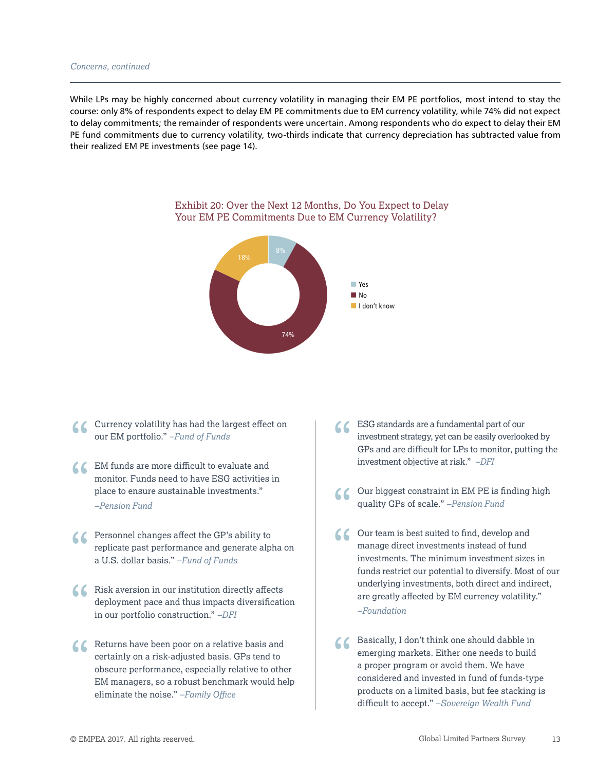*Concerns, continued*

While LPs may be highly concerned about currency volatility in managing their EM PE portfolios, most intend to stay the course: only 8% of respondents expect to delay EM PE commitments due to EM currency volatility, while 74% did not expect to delay commitments; the remainder of respondents were uncertain. Among respondents who do expect to delay their EM PE fund commitments due to currency volatility, two-thirds indicate that currency depreciation has subtracted value from their realized EM PE investments (see page 14).

### Exhibit 20: Over the Next 12 Months, Do You Expect to Delay Your EM PE Commitments Due to EM Currency Volatility?

| Response | Share |
| --- | --- |
| Yes | 8% |
| No | 74% |
| I don't know | 18% |

> "Currency volatility has had the largest effect on our EM portfolio." *–Fund of Funds*

> "EM funds are more difficult to evaluate and monitor. Funds need to have ESG activities in place to ensure sustainable investments." *–Pension Fund*

> "Personnel changes affect the GP's ability to replicate past performance and generate alpha on a U.S. dollar basis." *–Fund of Funds*

> "Risk aversion in our institution directly affects deployment pace and thus impacts diversification in our portfolio construction." *–DFI*

> "Returns have been poor on a relative basis and certainly on a risk-adjusted basis. GPs tend to obscure performance, especially relative to other EM managers, so a robust benchmark would help eliminate the noise." *–Family Office*

> "ESG standards are a fundamental part of our investment strategy, yet can be easily overlooked by GPs and are difficult for LPs to monitor, putting the investment objective at risk." *–DFI*

> "Our biggest constraint in EM PE is finding high quality GPs of scale." *–Pension Fund*

> "Our team is best suited to find, develop and manage direct investments instead of fund investments. The minimum investment sizes in funds restrict our potential to diversify. Most of our underlying investments, both direct and indirect, are greatly affected by EM currency volatility." *–Foundation*

> "Basically, I don't think one should dabble in emerging markets. Either one needs to build a proper program or avoid them. We have considered and invested in fund of funds-type products on a limited basis, but fee stacking is difficult to accept." *–Sovereign Wealth Fund*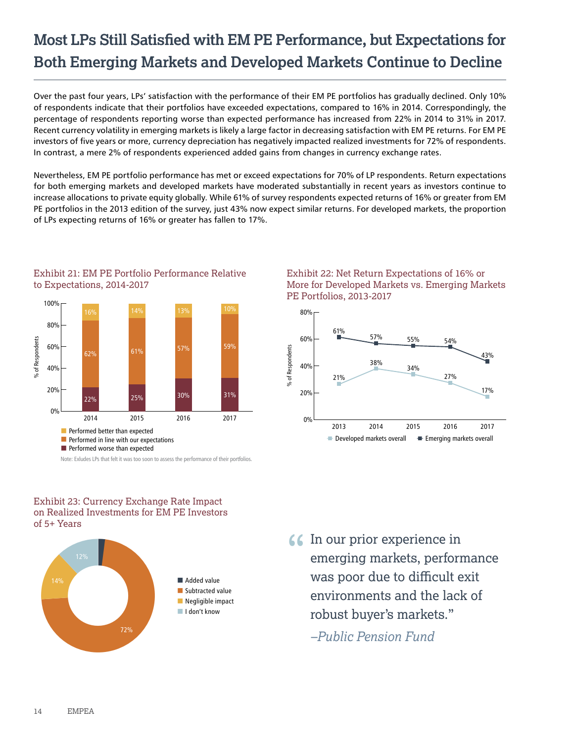# Most LPs Still Satisfied with EM PE Performance, but Expectations for Both Emerging Markets and Developed Markets Continue to Decline

Over the past four years, LPs' satisfaction with the performance of their EM PE portfolios has gradually declined. Only 10% of respondents indicate that their portfolios have exceeded expectations, compared to 16% in 2014. Correspondingly, the percentage of respondents reporting worse than expected performance has increased from 22% in 2014 to 31% in 2017. Recent currency volatility in emerging markets is likely a large factor in decreasing satisfaction with EM PE returns. For EM PE investors of five years or more, currency depreciation has negatively impacted realized investments for 72% of respondents. In contrast, a mere 2% of respondents experienced added gains from changes in currency exchange rates.

Nevertheless, EM PE portfolio performance has met or exceed expectations for 70% of LP respondents. Return expectations for both emerging markets and developed markets have moderated substantially in recent years as investors continue to increase allocations to private equity globally. While 61% of survey respondents expected returns of 16% or greater from EM PE portfolios in the 2013 edition of the survey, just 43% now expect similar returns. For developed markets, the proportion of LPs expecting returns of 16% or greater has fallen to 17%.

### Exhibit 21: EM PE Portfolio Performance Relative to Expectations, 2014-2017

| % of Respondents | 2014 | 2015 | 2016 | 2017 |
|---|---|---|---|---|
| Performed better than expected | 16% | 14% | 13% | 10% |
| Performed in line with our expectations | 62% | 61% | 57% | 59% |
| Performed worse than expected | 22% | 25% | 30% | 31% |

Note: Exludes LPs that felt it was too soon to assess the performance of their portfolios.

### Exhibit 22: Net Return Expectations of 16% or More for Developed Markets vs. Emerging Markets PE Portfolios, 2013-2017

| % of Respondents | 2013 | 2014 | 2015 | 2016 | 2017 |
|---|---|---|---|---|---|
| Developed markets overall | 21% | 38% | 34% | 27% | 17% |
| Emerging markets overall | 61% | 57% | 55% | 54% | 43% |

### Exhibit 23: Currency Exchange Rate Impact on Realized Investments for EM PE Investors of 5+ Years

| Impact | % |
|---|---|
| Added value | 2% |
| Subtracted value | 72% |
| Negligible impact | 14% |
| I don't know | 12% |

> "In our prior experience in emerging markets, performance was poor due to difficult exit environments and the lack of robust buyer's markets."
>
> *–Public Pension Fund*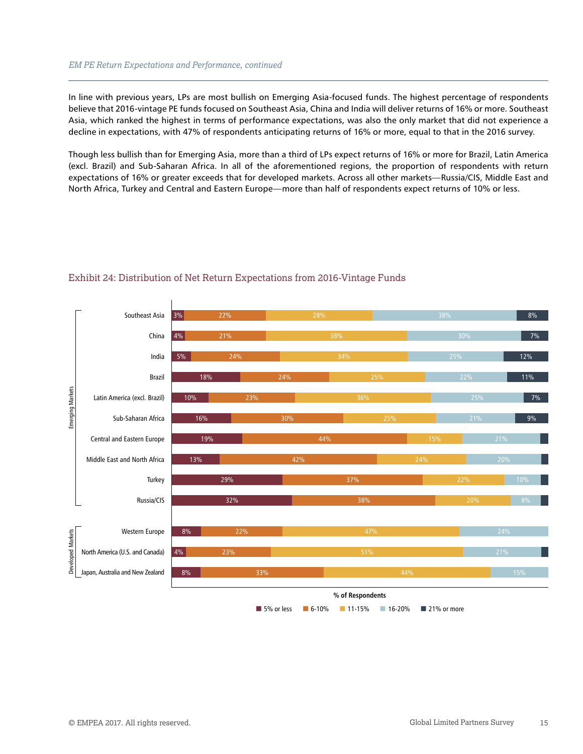*EM PE Return Expectations and Performance, continued*

In line with previous years, LPs are most bullish on Emerging Asia-focused funds. The highest percentage of respondents believe that 2016-vintage PE funds focused on Southeast Asia, China and India will deliver returns of 16% or more. Southeast Asia, which ranked the highest in terms of performance expectations, was also the only market that did not experience a decline in expectations, with 47% of respondents anticipating returns of 16% or more, equal to that in the 2016 survey.

Though less bullish than for Emerging Asia, more than a third of LPs expect returns of 16% or more for Brazil, Latin America (excl. Brazil) and Sub-Saharan Africa. In all of the aforementioned regions, the proportion of respondents with return expectations of 16% or greater exceeds that for developed markets. Across all other markets—Russia/CIS, Middle East and North Africa, Turkey and Central and Eastern Europe—more than half of respondents expect returns of 10% or less.

## Exhibit 24: Distribution of Net Return Expectations from 2016-Vintage Funds

| | Market | 5% or less | 6-10% | 11-15% | 16-20% | 21% or more |
|---|---|---|---|---|---|---|
| Emerging Markets | Southeast Asia | 3% | 22% | 28% | 38% | 8% |
| | China | 4% | 21% | 38% | 30% | 7% |
| | India | 5% | 24% | 34% | 25% | 12% |
| | Brazil | 18% | 24% | 25% | 22% | 11% |
| | Latin America (excl. Brazil) | 10% | 23% | 36% | 25% | 7% |
| | Sub-Saharan Africa | 16% | 30% | 25% | 21% | 9% |
| | Central and Eastern Europe | 19% | 44% | 15% | 21% | |
| | Middle East and North Africa | 13% | 42% | 24% | 20% | |
| | Turkey | 29% | 37% | 22% | 10% | |
| | Russia/CIS | 32% | 38% | 20% | 8% | |
| Developed Markets | Western Europe | 8% | 22% | 47% | 24% | |
| | North America (U.S. and Canada) | 4% | 23% | 51% | 21% | |
| | Japan, Australia and New Zealand | 8% | 33% | 44% | 15% | |

% of Respondents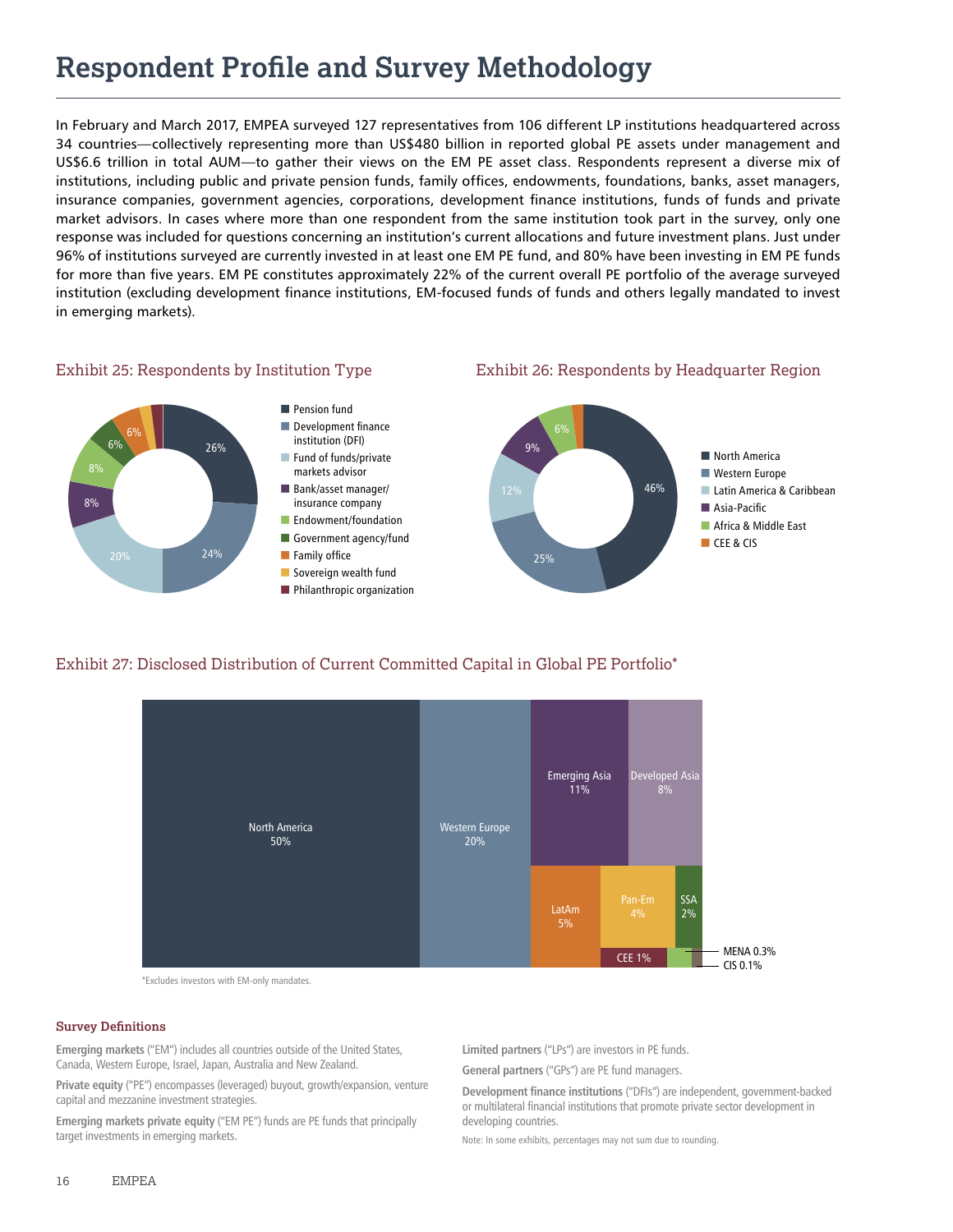# Respondent Profile and Survey Methodology

In February and March 2017, EMPEA surveyed 127 representatives from 106 different LP institutions headquartered across 34 countries—collectively representing more than US$480 billion in reported global PE assets under management and US$6.6 trillion in total AUM—to gather their views on the EM PE asset class. Respondents represent a diverse mix of institutions, including public and private pension funds, family offices, endowments, foundations, banks, asset managers, insurance companies, government agencies, corporations, development finance institutions, funds of funds and private market advisors. In cases where more than one respondent from the same institution took part in the survey, only one response was included for questions concerning an institution's current allocations and future investment plans. Just under 96% of institutions surveyed are currently invested in at least one EM PE fund, and 80% have been investing in EM PE funds for more than five years. EM PE constitutes approximately 22% of the current overall PE portfolio of the average surveyed institution (excluding development finance institutions, EM-focused funds of funds and others legally mandated to invest in emerging markets).

## Exhibit 25: Respondents by Institution Type

| Institution Type | Share |
|---|---|
| Pension fund | 26% |
| Development finance institution (DFI) | 24% |
| Fund of funds/private markets advisor | 20% |
| Bank/asset manager/insurance company | 8% |
| Endowment/foundation | 8% |
| Government agency/fund | 6% |
| Family office | 6% |
| Sovereign wealth fund | |
| Philanthropic organization | |

## Exhibit 26: Respondents by Headquarter Region

| Region | Share |
|---|---|
| North America | 46% |
| Western Europe | 25% |
| Latin America & Caribbean | 12% |
| Asia-Pacific | 9% |
| Africa & Middle East | 6% |
| CEE & CIS | |

## Exhibit 27: Disclosed Distribution of Current Committed Capital in Global PE Portfolio*

| Region | Share |
|---|---|
| North America | 50% |
| Western Europe | 20% |
| Emerging Asia | 11% |
| Developed Asia | 8% |
| LatAm | 5% |
| Pan-Em | 4% |
| SSA | 2% |
| CEE | 1% |
| MENA | 0.3% |
| CIS | 0.1% |

*Excludes investors with EM-only mandates.

### Survey Definitions

**Emerging markets** ("EM") includes all countries outside of the United States, Canada, Western Europe, Israel, Japan, Australia and New Zealand.

**Private equity** ("PE") encompasses (leveraged) buyout, growth/expansion, venture capital and mezzanine investment strategies.

**Emerging markets private equity** ("EM PE") funds are PE funds that principally target investments in emerging markets.

**Limited partners** ("LPs") are investors in PE funds.

**General partners** ("GPs") are PE fund managers.

**Development finance institutions** ("DFIs") are independent, government-backed or multilateral financial institutions that promote private sector development in developing countries.

Note: In some exhibits, percentages may not sum due to rounding.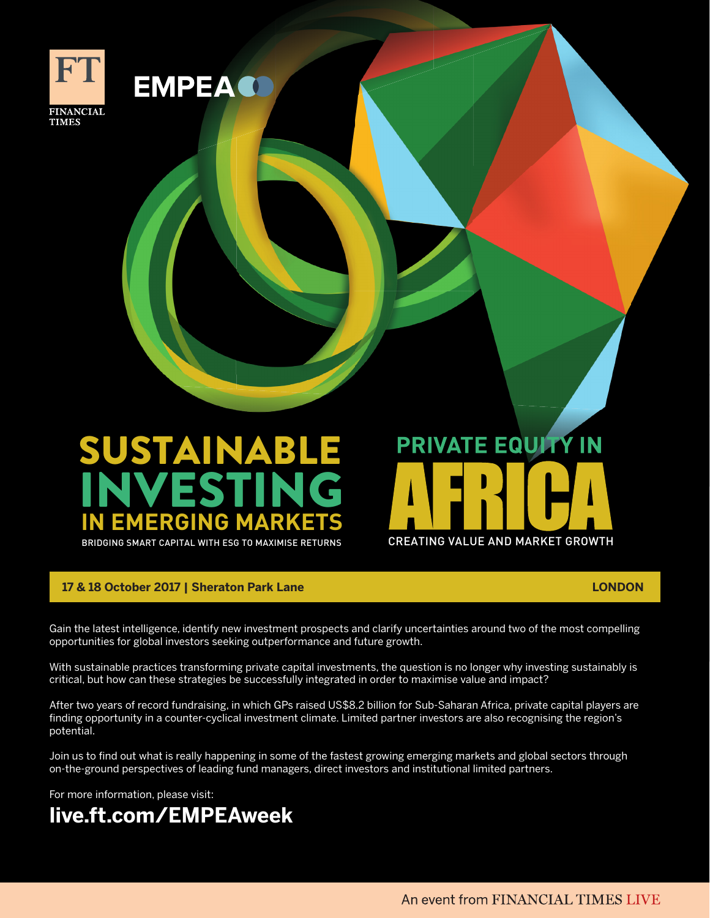FT FINANCIAL TIMES

EMPEA

# SUSTAINABLE INVESTING IN EMERGING MARKETS

BRIDGING SMART CAPITAL WITH ESG TO MAXIMISE RETURNS

# PRIVATE EQUITY IN AFRICA

CREATING VALUE AND MARKET GROWTH

**17 & 18 October 2017 | Sheraton Park Lane** **LONDON**

Gain the latest intelligence, identify new investment prospects and clarify uncertainties around two of the most compelling opportunities for global investors seeking outperformance and future growth.

With sustainable practices transforming private capital investments, the question is no longer why investing sustainably is critical, but how can these strategies be successfully integrated in order to maximise value and impact?

After two years of record fundraising, in which GPs raised US$8.2 billion for Sub-Saharan Africa, private capital players are finding opportunity in a counter-cyclical investment climate. Limited partner investors are also recognising the region's potential.

Join us to find out what is really happening in some of the fastest growing emerging markets and global sectors through on-the-ground perspectives of leading fund managers, direct investors and institutional limited partners.

For more information, please visit:

**live.ft.com/EMPEAweek**

An event from FINANCIAL TIMES LIVE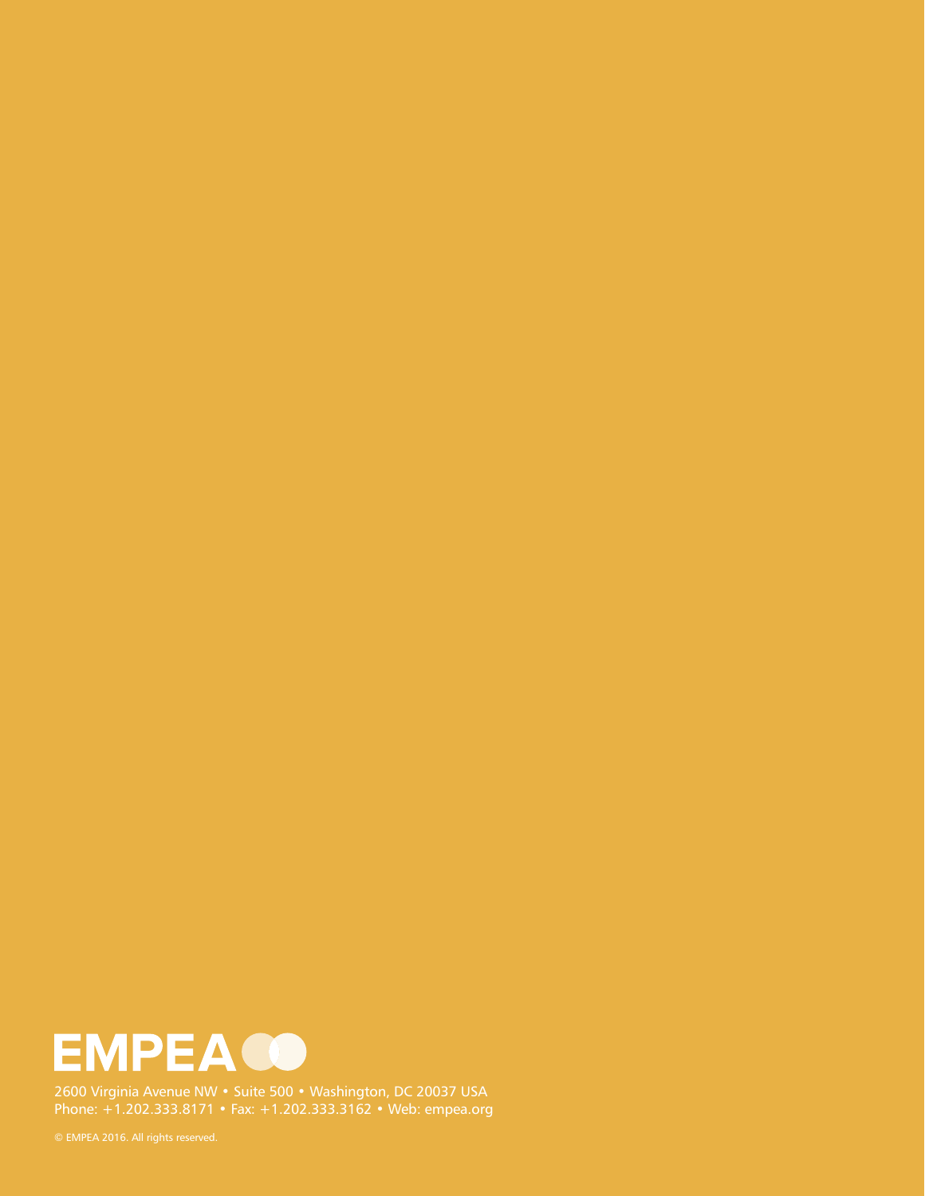EMPEA

2600 Virginia Avenue NW • Suite 500 • Washington, DC 20037 USA
Phone: +1.202.333.8171 • Fax: +1.202.333.3162 • Web: empea.org

© EMPEA 2016. All rights reserved.